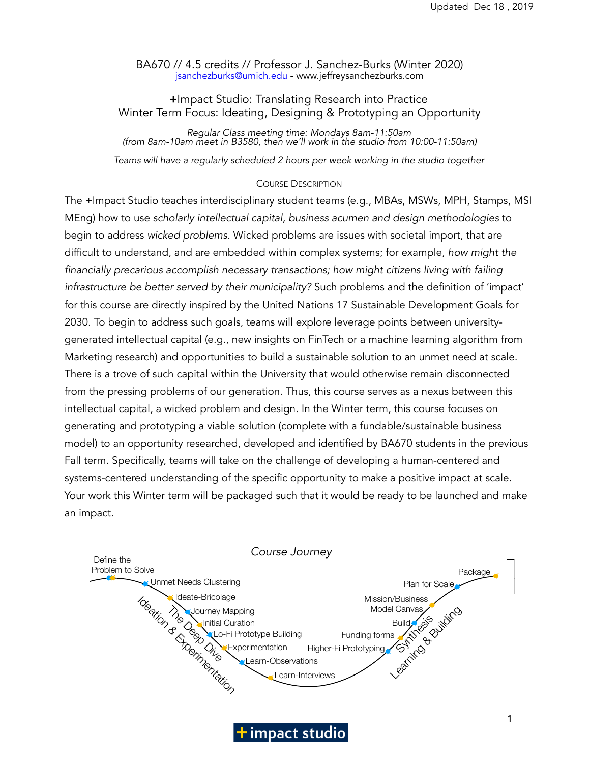Updated Dec 18 , 2019

BA670 // 4.5 credits // Professor J. Sanchez-Burks (Winter 2020)
jsanchezburks@umich.edu - www.jeffreysanchezburks.com

# +Impact Studio: Translating Research into Practice
## Winter Term Focus: Ideating, Designing & Prototyping an Opportunity

*Regular Class meeting time: Mondays 8am-11:50am*
*(from 8am-10am meet in B3580, then we'll work in the studio from 10:00-11:50am)*

*Teams will have a regularly scheduled 2 hours per week working in the studio together*

### Course Description

The +Impact Studio teaches interdisciplinary student teams (e.g., MBAs, MSWs, MPH, Stamps, MSI MEng) how to use *scholarly intellectual capital*, *business acumen and design methodologies* to begin to address *wicked problems*. Wicked problems are issues with societal import, that are difficult to understand, and are embedded within complex systems; for example, *how might the financially precarious accomplish necessary transactions; how might citizens living with failing infrastructure be better served by their municipality?* Such problems and the definition of 'impact' for this course are directly inspired by the United Nations 17 Sustainable Development Goals for 2030. To begin to address such goals, teams will explore leverage points between university-generated intellectual capital (e.g., new insights on FinTech or a machine learning algorithm from Marketing research) and opportunities to build a sustainable solution to an unmet need at scale. There is a trove of such capital within the University that would otherwise remain disconnected from the pressing problems of our generation. Thus, this course serves as a nexus between this intellectual capital, a wicked problem and design. In the Winter term, this course focuses on generating and prototyping a viable solution (complete with a fundable/sustainable business model) to an opportunity researched, developed and identified by BA670 students in the previous Fall term. Specifically, teams will take on the challenge of developing a human-centered and systems-centered understanding of the specific opportunity to make a positive impact at scale. Your work this Winter term will be packaged such that it would be ready to be launched and make an impact.

*Course Journey*

Ideation & Experimentation / The Deep Dive: Define the Problem to Solve; Unmet Needs Clustering; Ideate-Bricolage; Journey Mapping; Initial Curation; Lo-Fi Prototype Building; Experimentation; Learn-Observations; Learn-Interviews

Synthesis / Learning & Building: Higher-Fi Prototyping; Funding forms; Build; Mission/Business Model Canvas; Plan for Scale; Package

+impact studio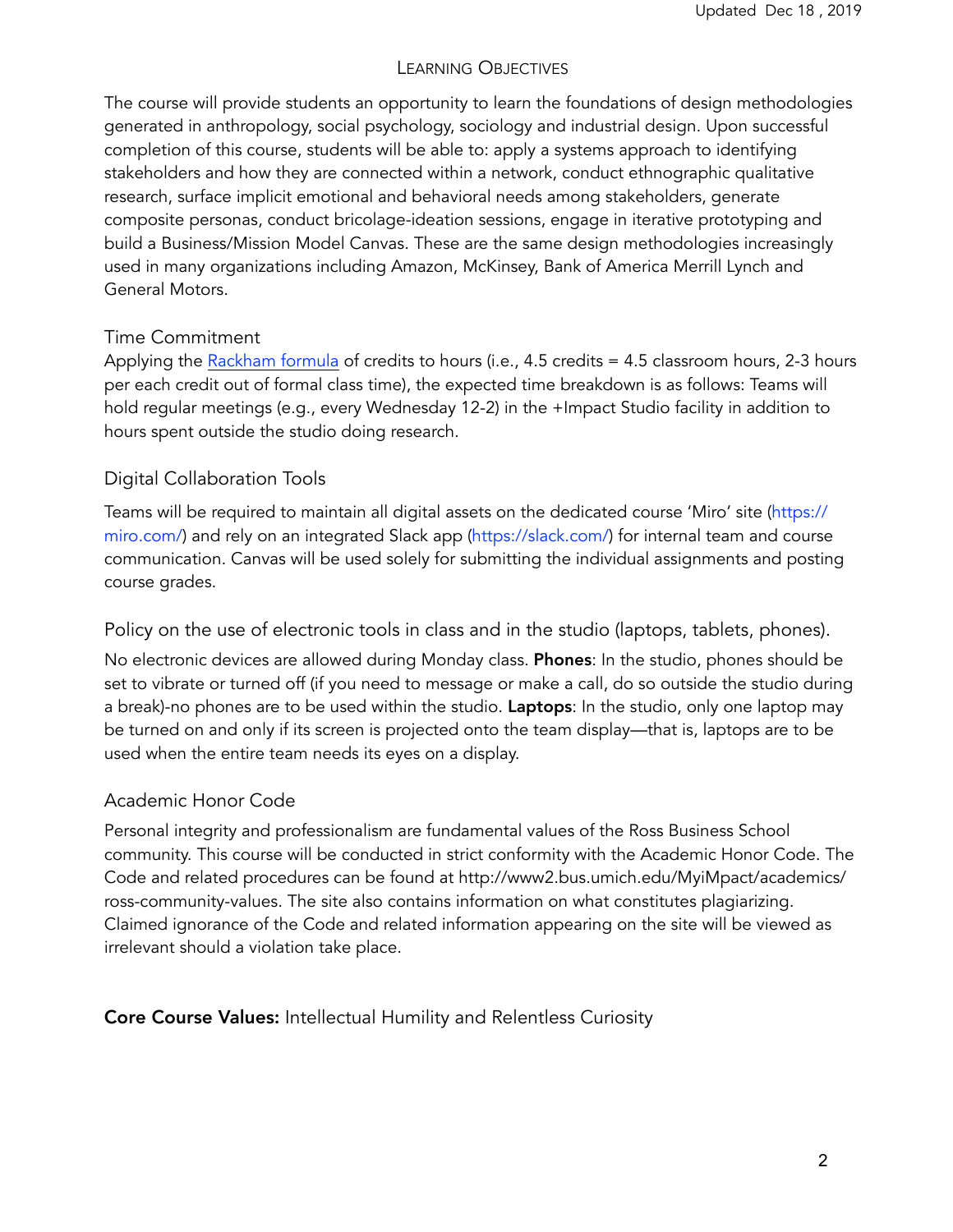## Learning Objectives

The course will provide students an opportunity to learn the foundations of design methodologies generated in anthropology, social psychology, sociology and industrial design. Upon successful completion of this course, students will be able to: apply a systems approach to identifying stakeholders and how they are connected within a network, conduct ethnographic qualitative research, surface implicit emotional and behavioral needs among stakeholders, generate composite personas, conduct bricolage-ideation sessions, engage in iterative prototyping and build a Business/Mission Model Canvas. These are the same design methodologies increasingly used in many organizations including Amazon, McKinsey, Bank of America Merrill Lynch and General Motors.

### Time Commitment

Applying the Rackham formula of credits to hours (i.e., 4.5 credits = 4.5 classroom hours, 2-3 hours per each credit out of formal class time), the expected time breakdown is as follows: Teams will hold regular meetings (e.g., every Wednesday 12-2) in the +Impact Studio facility in addition to hours spent outside the studio doing research.

### Digital Collaboration Tools

Teams will be required to maintain all digital assets on the dedicated course 'Miro' site (https://miro.com/) and rely on an integrated Slack app (https://slack.com/) for internal team and course communication. Canvas will be used solely for submitting the individual assignments and posting course grades.

### Policy on the use of electronic tools in class and in the studio (laptops, tablets, phones).

No electronic devices are allowed during Monday class. **Phones**: In the studio, phones should be set to vibrate or turned off (if you need to message or make a call, do so outside the studio during a break)-no phones are to be used within the studio. **Laptops**: In the studio, only one laptop may be turned on and only if its screen is projected onto the team display—that is, laptops are to be used when the entire team needs its eyes on a display.

### Academic Honor Code

Personal integrity and professionalism are fundamental values of the Ross Business School community. This course will be conducted in strict conformity with the Academic Honor Code. The Code and related procedures can be found at http://www2.bus.umich.edu/MyiMpact/academics/ross-community-values. The site also contains information on what constitutes plagiarizing. Claimed ignorance of the Code and related information appearing on the site will be viewed as irrelevant should a violation take place.

**Core Course Values:** Intellectual Humility and Relentless Curiosity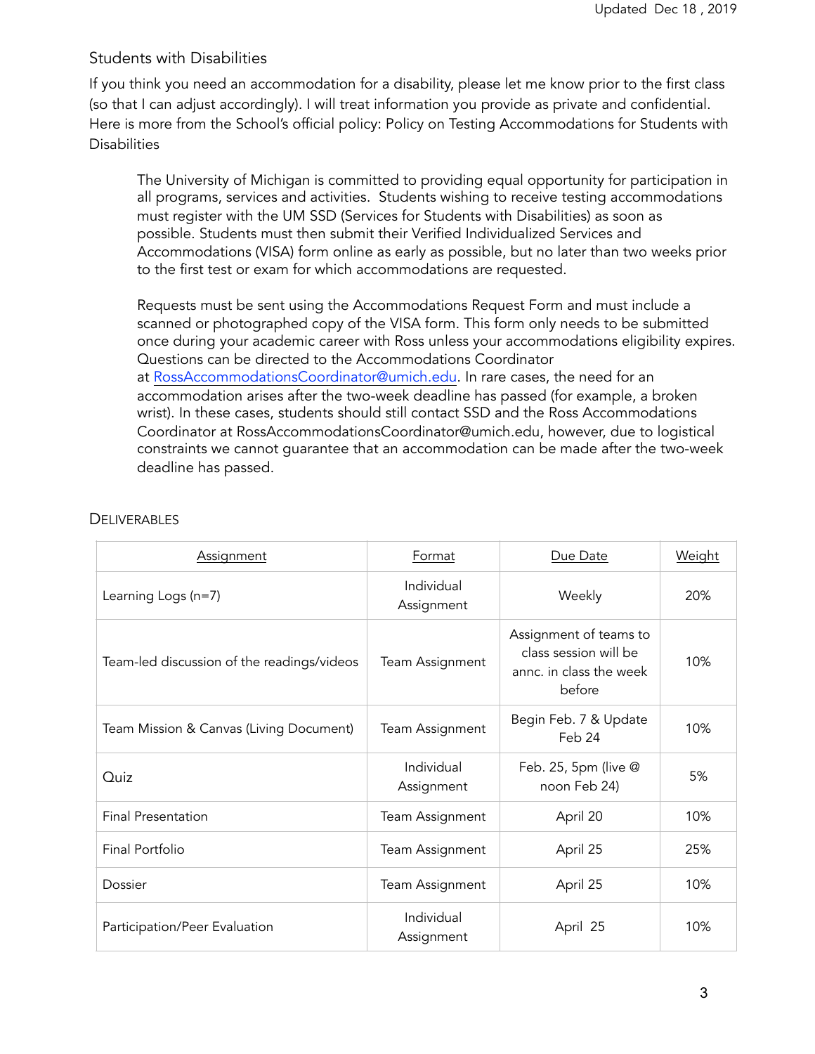## Students with Disabilities

If you think you need an accommodation for a disability, please let me know prior to the first class (so that I can adjust accordingly). I will treat information you provide as private and confidential. Here is more from the School's official policy: Policy on Testing Accommodations for Students with Disabilities

> The University of Michigan is committed to providing equal opportunity for participation in all programs, services and activities. Students wishing to receive testing accommodations must register with the UM SSD (Services for Students with Disabilities) as soon as possible. Students must then submit their Verified Individualized Services and Accommodations (VISA) form online as early as possible, but no later than two weeks prior to the first test or exam for which accommodations are requested.
>
> Requests must be sent using the Accommodations Request Form and must include a scanned or photographed copy of the VISA form. This form only needs to be submitted once during your academic career with Ross unless your accommodations eligibility expires. Questions can be directed to the Accommodations Coordinator at RossAccommodationsCoordinator@umich.edu. In rare cases, the need for an accommodation arises after the two-week deadline has passed (for example, a broken wrist). In these cases, students should still contact SSD and the Ross Accommodations Coordinator at RossAccommodationsCoordinator@umich.edu, however, due to logistical constraints we cannot guarantee that an accommodation can be made after the two-week deadline has passed.

## Deliverables

| Assignment | Format | Due Date | Weight |
|---|---|---|---|
| Learning Logs (n=7) | Individual Assignment | Weekly | 20% |
| Team-led discussion of the readings/videos | Team Assignment | Assignment of teams to class session will be annc. in class the week before | 10% |
| Team Mission & Canvas (Living Document) | Team Assignment | Begin Feb. 7 & Update Feb 24 | 10% |
| Quiz | Individual Assignment | Feb. 25, 5pm (live @ noon Feb 24) | 5% |
| Final Presentation | Team Assignment | April 20 | 10% |
| Final Portfolio | Team Assignment | April 25 | 25% |
| Dossier | Team Assignment | April 25 | 10% |
| Participation/Peer Evaluation | Individual Assignment | April 25 | 10% |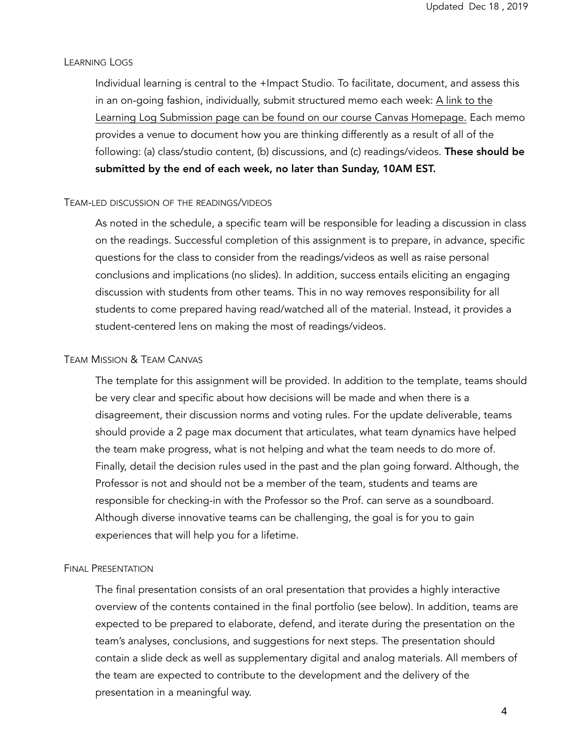### Learning Logs

Individual learning is central to the +Impact Studio. To facilitate, document, and assess this in an on-going fashion, individually, submit structured memo each week: A link to the Learning Log Submission page can be found on our course Canvas Homepage. Each memo provides a venue to document how you are thinking differently as a result of all of the following: (a) class/studio content, (b) discussions, and (c) readings/videos. **These should be submitted by the end of each week, no later than Sunday, 10AM EST.**

### Team-led discussion of the readings/videos

As noted in the schedule, a specific team will be responsible for leading a discussion in class on the readings. Successful completion of this assignment is to prepare, in advance, specific questions for the class to consider from the readings/videos as well as raise personal conclusions and implications (no slides). In addition, success entails eliciting an engaging discussion with students from other teams. This in no way removes responsibility for all students to come prepared having read/watched all of the material. Instead, it provides a student-centered lens on making the most of readings/videos.

### Team Mission & Team Canvas

The template for this assignment will be provided. In addition to the template, teams should be very clear and specific about how decisions will be made and when there is a disagreement, their discussion norms and voting rules. For the update deliverable, teams should provide a 2 page max document that articulates, what team dynamics have helped the team make progress, what is not helping and what the team needs to do more of. Finally, detail the decision rules used in the past and the plan going forward. Although, the Professor is not and should not be a member of the team, students and teams are responsible for checking-in with the Professor so the Prof. can serve as a soundboard. Although diverse innovative teams can be challenging, the goal is for you to gain experiences that will help you for a lifetime.

### Final Presentation

The final presentation consists of an oral presentation that provides a highly interactive overview of the contents contained in the final portfolio (see below). In addition, teams are expected to be prepared to elaborate, defend, and iterate during the presentation on the team's analyses, conclusions, and suggestions for next steps. The presentation should contain a slide deck as well as supplementary digital and analog materials. All members of the team are expected to contribute to the development and the delivery of the presentation in a meaningful way.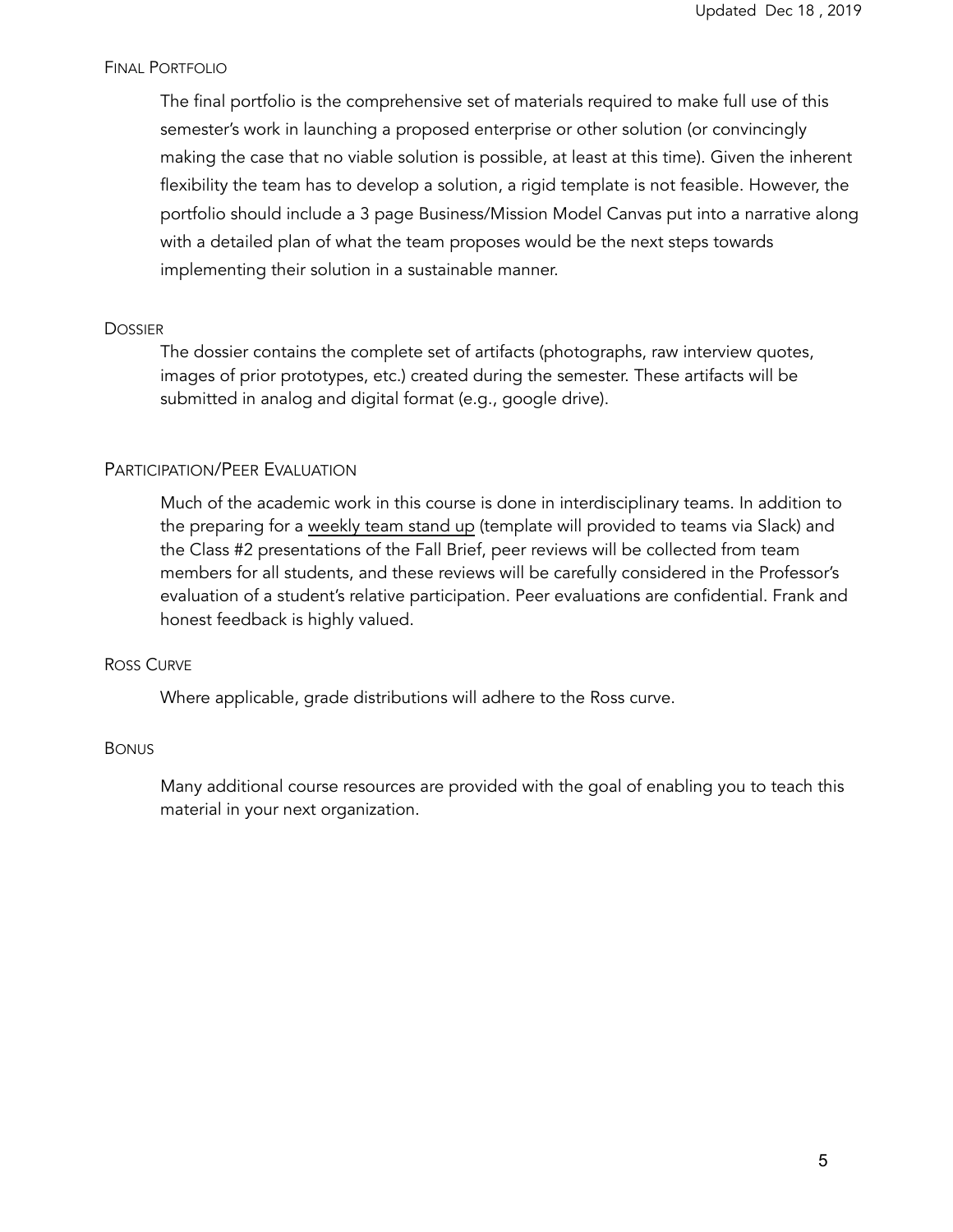#### Final Portfolio

The final portfolio is the comprehensive set of materials required to make full use of this semester's work in launching a proposed enterprise or other solution (or convincingly making the case that no viable solution is possible, at least at this time). Given the inherent flexibility the team has to develop a solution, a rigid template is not feasible. However, the portfolio should include a 3 page Business/Mission Model Canvas put into a narrative along with a detailed plan of what the team proposes would be the next steps towards implementing their solution in a sustainable manner.

#### Dossier

The dossier contains the complete set of artifacts (photographs, raw interview quotes, images of prior prototypes, etc.) created during the semester. These artifacts will be submitted in analog and digital format (e.g., google drive).

#### Participation/Peer Evaluation

Much of the academic work in this course is done in interdisciplinary teams. In addition to the preparing for a <u>weekly team stand up</u> (template will provided to teams via Slack) and the Class #2 presentations of the Fall Brief, peer reviews will be collected from team members for all students, and these reviews will be carefully considered in the Professor's evaluation of a student's relative participation. Peer evaluations are confidential. Frank and honest feedback is highly valued.

#### Ross Curve

Where applicable, grade distributions will adhere to the Ross curve.

#### Bonus

Many additional course resources are provided with the goal of enabling you to teach this material in your next organization.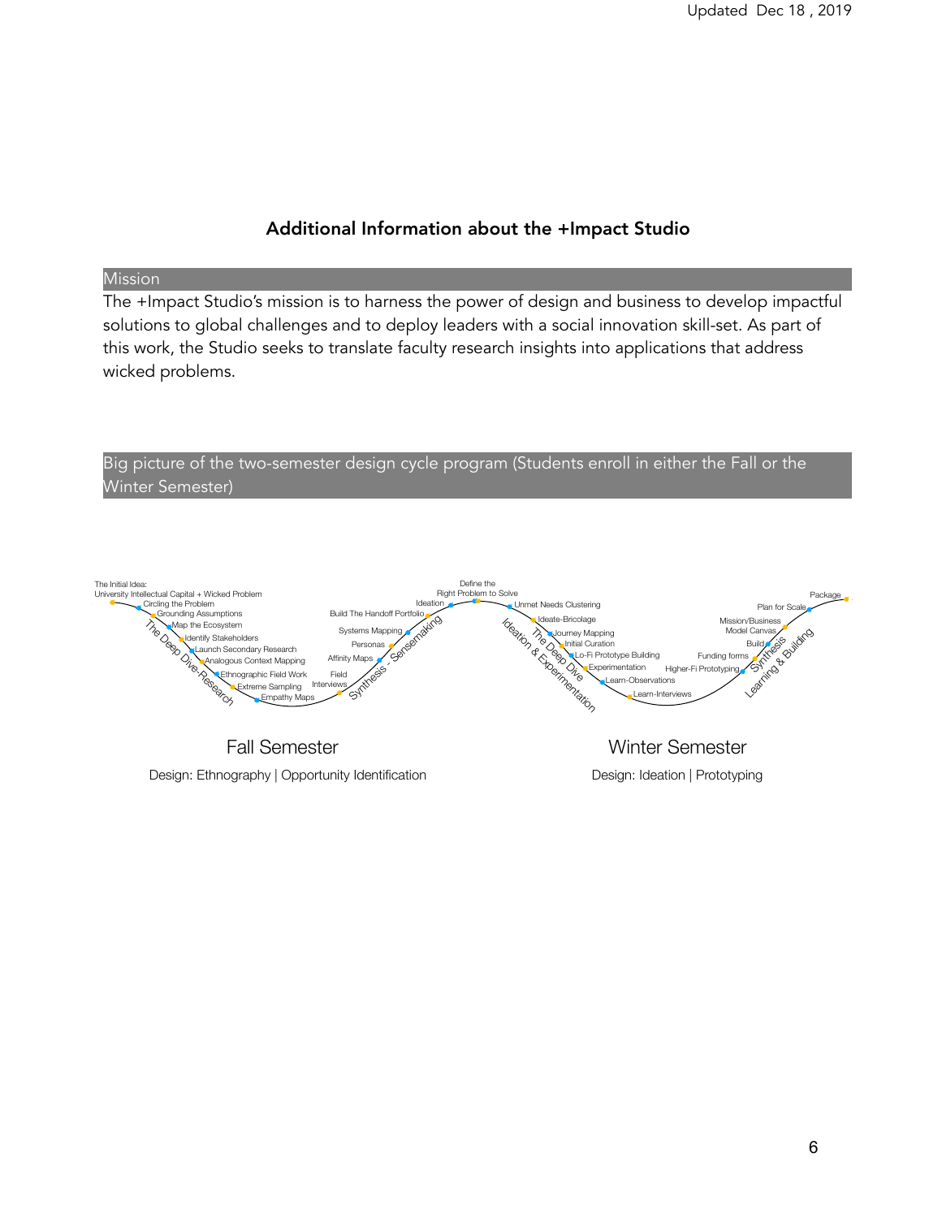### Additional Information about the +Impact Studio

## Mission

The +Impact Studio's mission is to harness the power of design and business to develop impactful solutions to global challenges and to deploy leaders with a social innovation skill-set. As part of this work, the Studio seeks to translate faculty research insights into applications that address wicked problems.

## Big picture of the two-semester design cycle program (Students enroll in either the Fall or the Winter Semester)

The Initial Idea: University Intellectual Capital + Wicked Problem

**The Deep Dive-Research**
- Circling the Problem
- Grounding Assumptions
- Map the Ecosystem
- Identify Stakeholders
- Launch Secondary Research
- Analogous Context Mapping
- Ethnographic Field Work
- Extreme Sampling
- Empathy Maps

**Synthesis - Sensemaking**
- Field Interviews
- Affinity Maps
- Personas
- Systems Mapping
- Build The Handoff Portfolio
- Ideation

Define the Right Problem to Solve

**Ideation & Experimentation / The Deep Dive**
- Unmet Needs Clustering
- Ideate-Bricolage
- Journey Mapping
- Initial Curation
- Lo-Fi Prototype Building
- Experimentation
- Learn-Observations
- Learn-Interviews

**Learning & Building / Synthesis**
- Higher-Fi Prototyping
- Funding forms
- Build
- Mission/Business Model Canvas
- Plan for Scale
- Package

Fall Semester

Design: Ethnography | Opportunity Identification

Winter Semester

Design: Ideation | Prototyping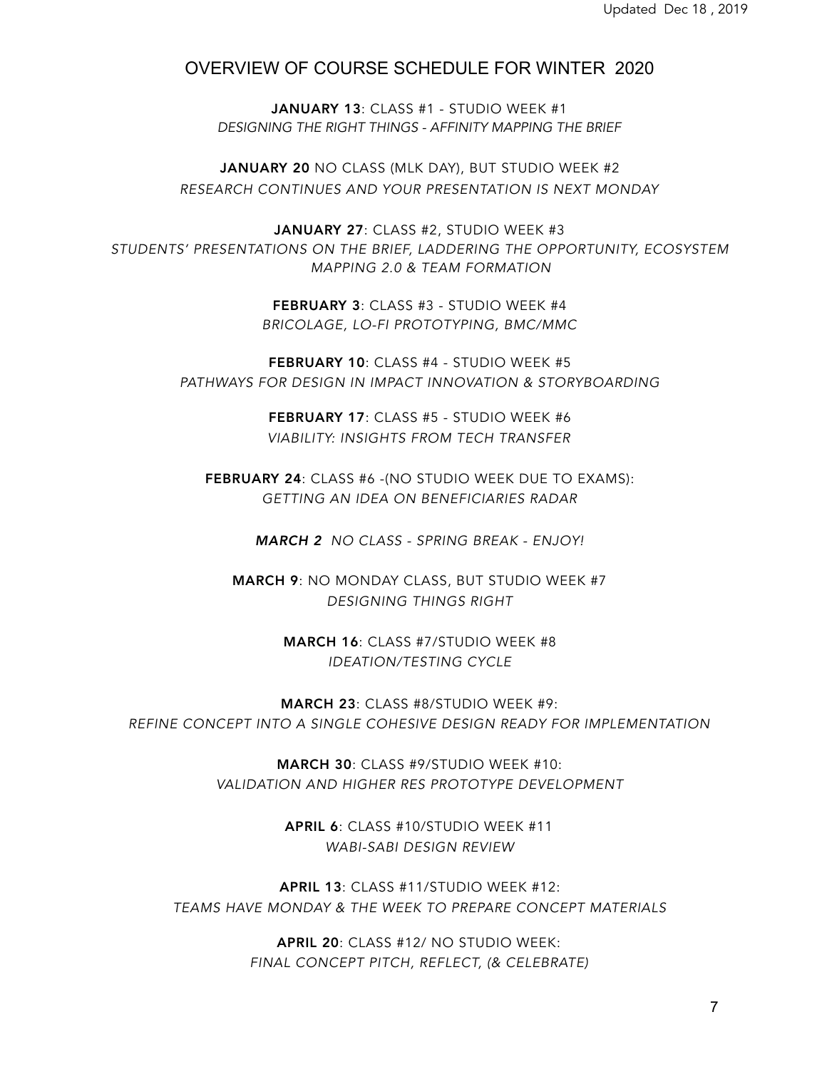Updated Dec 18 , 2019

## OVERVIEW OF COURSE SCHEDULE FOR WINTER 2020

**JANUARY 13**: CLASS #1 - STUDIO WEEK #1
*DESIGNING THE RIGHT THINGS - AFFINITY MAPPING THE BRIEF*

**JANUARY 20** NO CLASS (MLK DAY), BUT STUDIO WEEK #2
*RESEARCH CONTINUES AND YOUR PRESENTATION IS NEXT MONDAY*

**JANUARY 27**: CLASS #2, STUDIO WEEK #3
*STUDENTS' PRESENTATIONS ON THE BRIEF, LADDERING THE OPPORTUNITY, ECOSYSTEM MAPPING 2.0 & TEAM FORMATION*

**FEBRUARY 3**: CLASS #3 - STUDIO WEEK #4
*BRICOLAGE, LO-FI PROTOTYPING, BMC/MMC*

**FEBRUARY 10**: CLASS #4 - STUDIO WEEK #5
*PATHWAYS FOR DESIGN IN IMPACT INNOVATION & STORYBOARDING*

**FEBRUARY 17**: CLASS #5 - STUDIO WEEK #6
*VIABILITY: INSIGHTS FROM TECH TRANSFER*

**FEBRUARY 24**: CLASS #6 -(NO STUDIO WEEK DUE TO EXAMS):
*GETTING AN IDEA ON BENEFICIARIES RADAR*

***MARCH 2*** *NO CLASS - SPRING BREAK - ENJOY!*

**MARCH 9**: NO MONDAY CLASS, BUT STUDIO WEEK #7
*DESIGNING THINGS RIGHT*

**MARCH 16**: CLASS #7/STUDIO WEEK #8
*IDEATION/TESTING CYCLE*

**MARCH 23**: CLASS #8/STUDIO WEEK #9:
*REFINE CONCEPT INTO A SINGLE COHESIVE DESIGN READY FOR IMPLEMENTATION*

**MARCH 30**: CLASS #9/STUDIO WEEK #10:
*VALIDATION AND HIGHER RES PROTOTYPE DEVELOPMENT*

**APRIL 6**: CLASS #10/STUDIO WEEK #11
*WABI-SABI DESIGN REVIEW*

**APRIL 13**: CLASS #11/STUDIO WEEK #12:
*TEAMS HAVE MONDAY & THE WEEK TO PREPARE CONCEPT MATERIALS*

**APRIL 20**: CLASS #12/ NO STUDIO WEEK:
*FINAL CONCEPT PITCH, REFLECT, (& CELEBRATE)*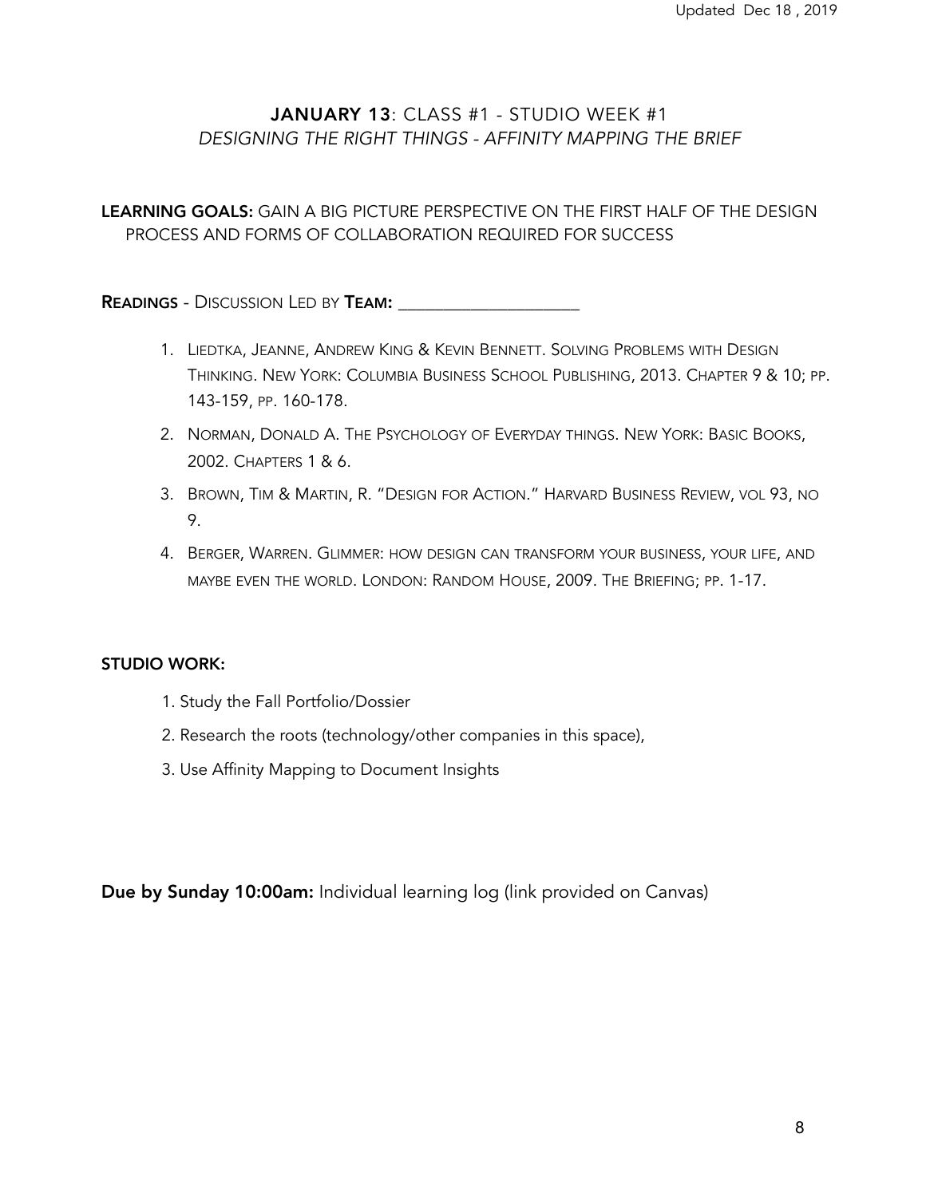## **JANUARY 13**: CLASS #1 - STUDIO WEEK #1
*DESIGNING THE RIGHT THINGS - AFFINITY MAPPING THE BRIEF*

**LEARNING GOALS:** GAIN A BIG PICTURE PERSPECTIVE ON THE FIRST HALF OF THE DESIGN PROCESS AND FORMS OF COLLABORATION REQUIRED FOR SUCCESS

**READINGS** - DISCUSSION LED BY **TEAM:** ____________________

1. LIEDTKA, JEANNE, ANDREW KING & KEVIN BENNETT. SOLVING PROBLEMS WITH DESIGN THINKING. NEW YORK: COLUMBIA BUSINESS SCHOOL PUBLISHING, 2013. CHAPTER 9 & 10; PP. 143-159, PP. 160-178.
2. NORMAN, DONALD A. THE PSYCHOLOGY OF EVERYDAY THINGS. NEW YORK: BASIC BOOKS, 2002. CHAPTERS 1 & 6.
3. BROWN, TIM & MARTIN, R. "DESIGN FOR ACTION." HARVARD BUSINESS REVIEW, VOL 93, NO 9.
4. BERGER, WARREN. GLIMMER: HOW DESIGN CAN TRANSFORM YOUR BUSINESS, YOUR LIFE, AND MAYBE EVEN THE WORLD. LONDON: RANDOM HOUSE, 2009. THE BRIEFING; PP. 1-17.

**STUDIO WORK:**

1. Study the Fall Portfolio/Dossier
2. Research the roots (technology/other companies in this space),
3. Use Affinity Mapping to Document Insights

**Due by Sunday 10:00am:** Individual learning log (link provided on Canvas)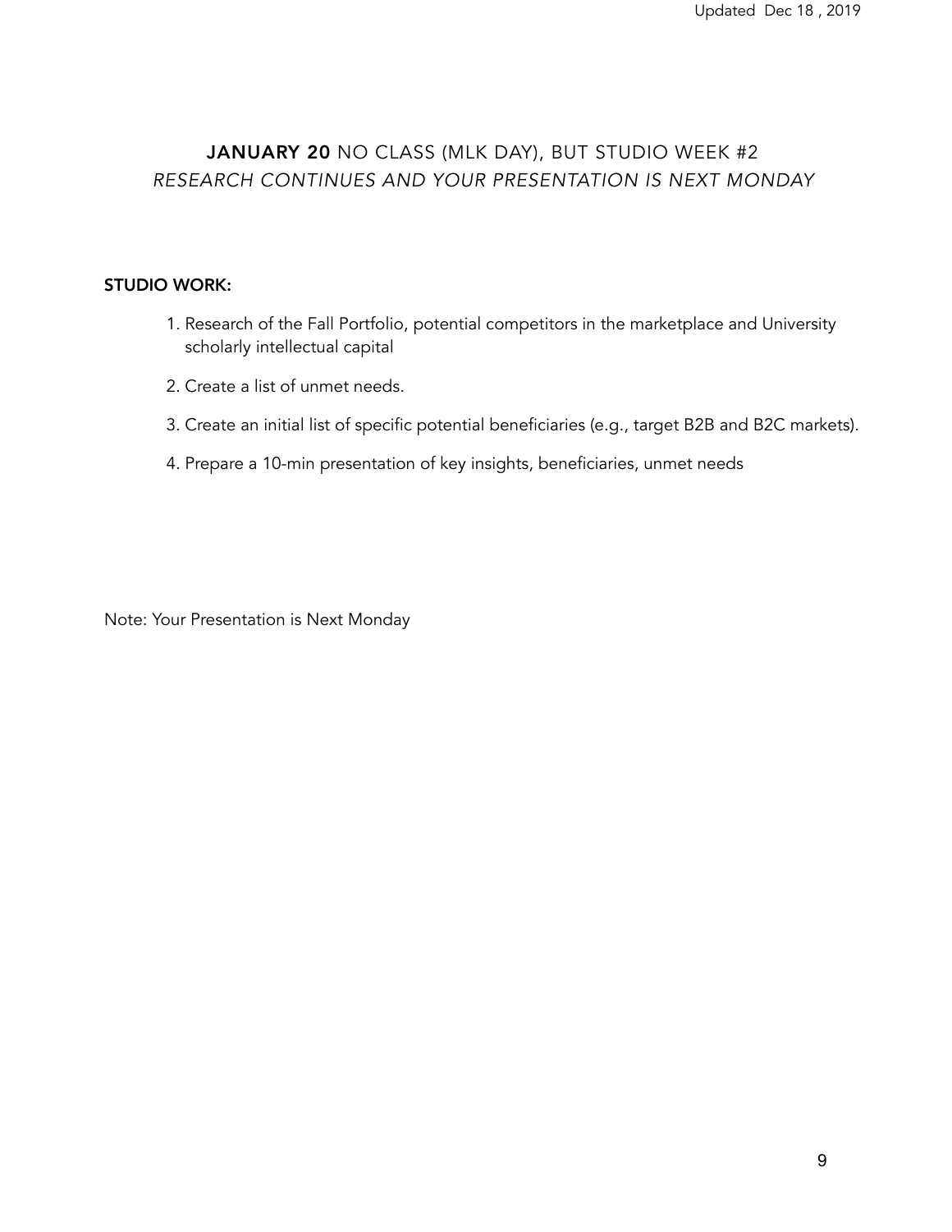## **JANUARY 20** NO CLASS (MLK DAY), BUT STUDIO WEEK #2

*RESEARCH CONTINUES AND YOUR PRESENTATION IS NEXT MONDAY*

**STUDIO WORK:**

1. Research of the Fall Portfolio, potential competitors in the marketplace and University scholarly intellectual capital
2. Create a list of unmet needs.
3. Create an initial list of specific potential beneficiaries (e.g., target B2B and B2C markets).
4. Prepare a 10-min presentation of key insights, beneficiaries, unmet needs

Note: Your Presentation is Next Monday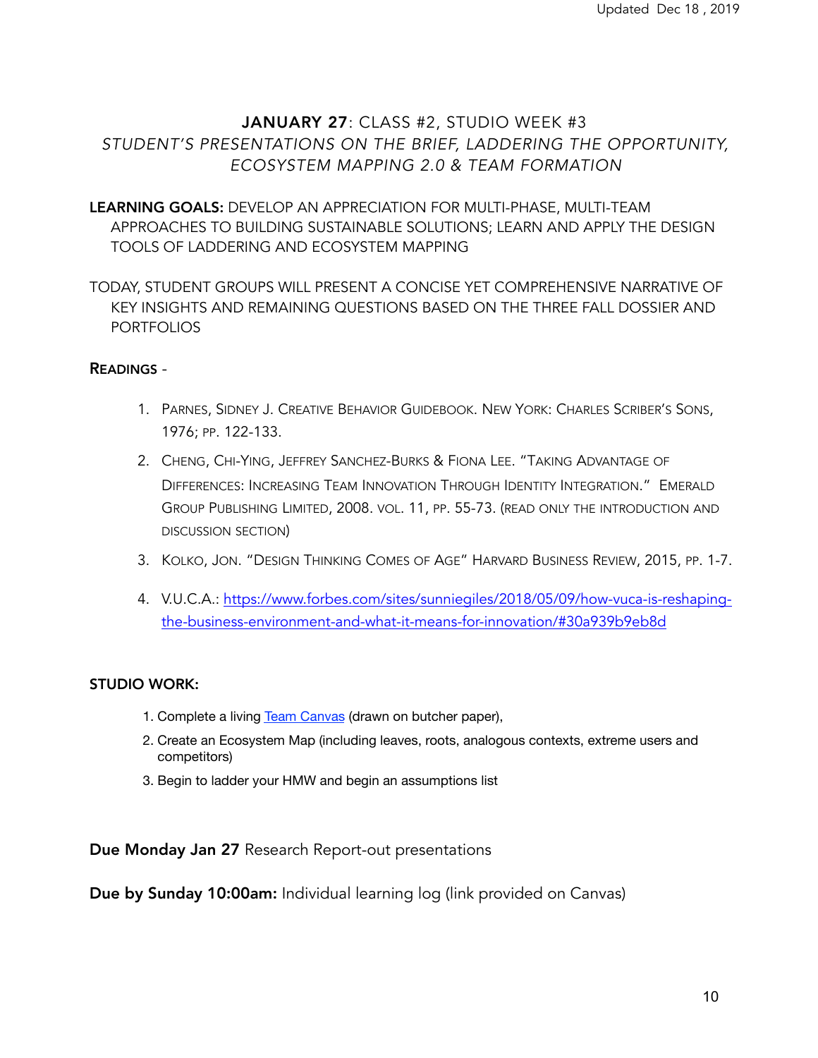## **JANUARY 27**: CLASS #2, STUDIO WEEK #3

*STUDENT'S PRESENTATIONS ON THE BRIEF, LADDERING THE OPPORTUNITY, ECOSYSTEM MAPPING 2.0 & TEAM FORMATION*

**LEARNING GOALS:** DEVELOP AN APPRECIATION FOR MULTI-PHASE, MULTI-TEAM APPROACHES TO BUILDING SUSTAINABLE SOLUTIONS; LEARN AND APPLY THE DESIGN TOOLS OF LADDERING AND ECOSYSTEM MAPPING

TODAY, STUDENT GROUPS WILL PRESENT A CONCISE YET COMPREHENSIVE NARRATIVE OF KEY INSIGHTS AND REMAINING QUESTIONS BASED ON THE THREE FALL DOSSIER AND PORTFOLIOS

**READINGS** -

1. PARNES, SIDNEY J. CREATIVE BEHAVIOR GUIDEBOOK. NEW YORK: CHARLES SCRIBER'S SONS, 1976; PP. 122-133.
2. CHENG, CHI-YING, JEFFREY SANCHEZ-BURKS & FIONA LEE. "TAKING ADVANTAGE OF DIFFERENCES: INCREASING TEAM INNOVATION THROUGH IDENTITY INTEGRATION." EMERALD GROUP PUBLISHING LIMITED, 2008. VOL. 11, PP. 55-73. (READ ONLY THE INTRODUCTION AND DISCUSSION SECTION)
3. KOLKO, JON. "DESIGN THINKING COMES OF AGE" HARVARD BUSINESS REVIEW, 2015, PP. 1-7.
4. V.U.C.A.: https://www.forbes.com/sites/sunniegiles/2018/05/09/how-vuca-is-reshaping-the-business-environment-and-what-it-means-for-innovation/#30a939b9eb8d

**STUDIO WORK:**

1. Complete a living Team Canvas (drawn on butcher paper),
2. Create an Ecosystem Map (including leaves, roots, analogous contexts, extreme users and competitors)
3. Begin to ladder your HMW and begin an assumptions list

**Due Monday Jan 27** Research Report-out presentations

**Due by Sunday 10:00am:** Individual learning log (link provided on Canvas)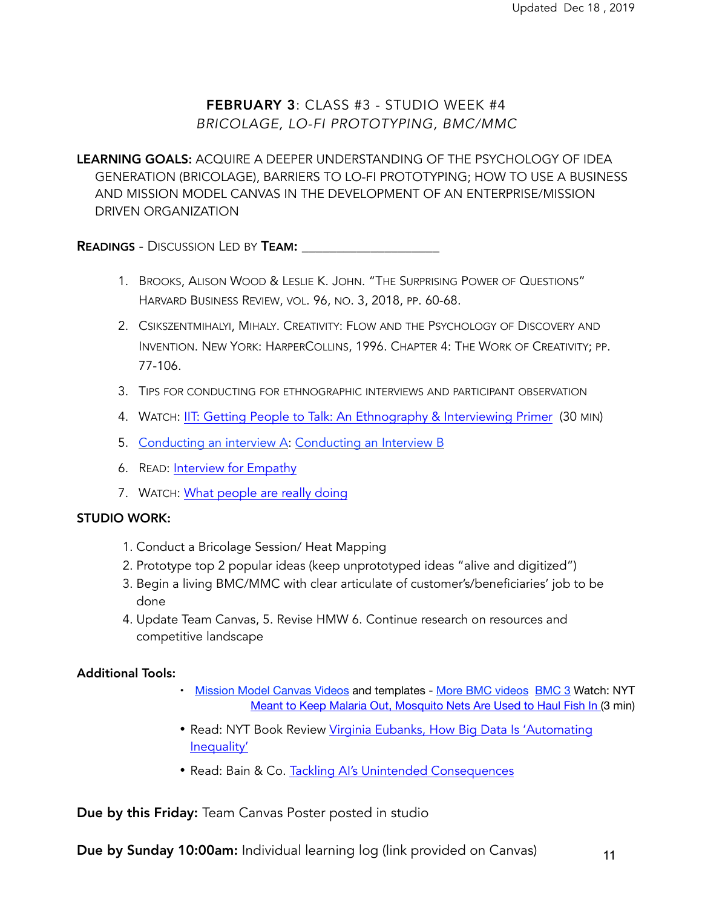## FEBRUARY 3: CLASS #3 - STUDIO WEEK #4

*BRICOLAGE, LO-FI PROTOTYPING, BMC/MMC*

**LEARNING GOALS:** ACQUIRE A DEEPER UNDERSTANDING OF THE PSYCHOLOGY OF IDEA GENERATION (BRICOLAGE), BARRIERS TO LO-FI PROTOTYPING; HOW TO USE A BUSINESS AND MISSION MODEL CANVAS IN THE DEVELOPMENT OF AN ENTERPRISE/MISSION DRIVEN ORGANIZATION

**READINGS** - DISCUSSION LED BY **TEAM:** ____________________

1. BROOKS, ALISON WOOD & LESLIE K. JOHN. "THE SURPRISING POWER OF QUESTIONS" HARVARD BUSINESS REVIEW, VOL. 96, NO. 3, 2018, PP. 60-68.
2. CSIKSZENTMIHALYI, MIHALY. CREATIVITY: FLOW AND THE PSYCHOLOGY OF DISCOVERY AND INVENTION. NEW YORK: HARPERCOLLINS, 1996. CHAPTER 4: THE WORK OF CREATIVITY; PP. 77-106.
3. TIPS FOR CONDUCTING FOR ETHNOGRAPHIC INTERVIEWS AND PARTICIPANT OBSERVATION
4. WATCH: IIT: Getting People to Talk: An Ethnography & Interviewing Primer (30 MIN)
5. Conducting an interview A: Conducting an Interview B
6. READ: Interview for Empathy
7. WATCH: What people are really doing

**STUDIO WORK:**

1. Conduct a Bricolage Session/ Heat Mapping
2. Prototype top 2 popular ideas (keep unprototyped ideas "alive and digitized")
3. Begin a living BMC/MMC with clear articulate of customer's/beneficiaries' job to be done
4. Update Team Canvas, 5. Revise HMW 6. Continue research on resources and competitive landscape

**Additional Tools:**

- Mission Model Canvas Videos and templates - More BMC videos BMC 3 Watch: NYT Meant to Keep Malaria Out, Mosquito Nets Are Used to Haul Fish In (3 min)
- Read: NYT Book Review Virginia Eubanks, How Big Data Is 'Automating Inequality'
- Read: Bain & Co. Tackling AI's Unintended Consequences

**Due by this Friday:** Team Canvas Poster posted in studio

**Due by Sunday 10:00am:** Individual learning log (link provided on Canvas)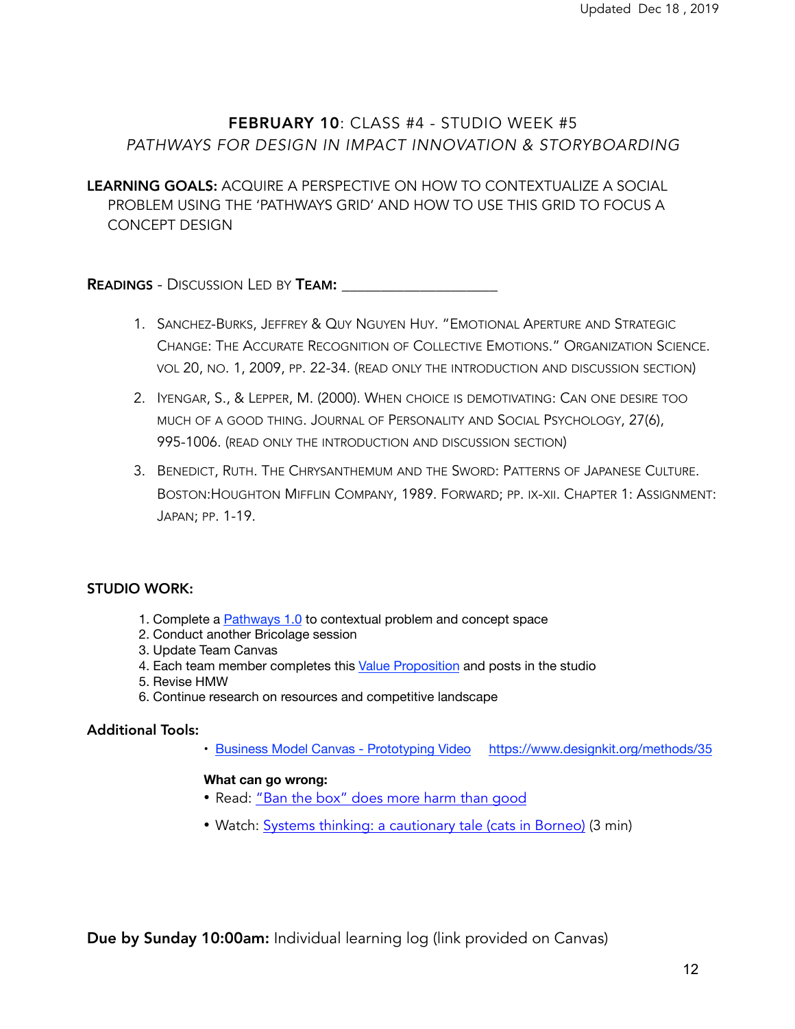## FEBRUARY 10: CLASS #4 - STUDIO WEEK #5

*PATHWAYS FOR DESIGN IN IMPACT INNOVATION & STORYBOARDING*

**LEARNING GOALS:** ACQUIRE A PERSPECTIVE ON HOW TO CONTEXTUALIZE A SOCIAL PROBLEM USING THE 'PATHWAYS GRID' AND HOW TO USE THIS GRID TO FOCUS A CONCEPT DESIGN

**READINGS** - DISCUSSION LED BY **TEAM:** ____________________

1. SANCHEZ-BURKS, JEFFREY & QUY NGUYEN HUY. "EMOTIONAL APERTURE AND STRATEGIC CHANGE: THE ACCURATE RECOGNITION OF COLLECTIVE EMOTIONS." ORGANIZATION SCIENCE. VOL 20, NO. 1, 2009, PP. 22-34. (READ ONLY THE INTRODUCTION AND DISCUSSION SECTION)
2. IYENGAR, S., & LEPPER, M. (2000). WHEN CHOICE IS DEMOTIVATING: CAN ONE DESIRE TOO MUCH OF A GOOD THING. JOURNAL OF PERSONALITY AND SOCIAL PSYCHOLOGY, 27(6), 995-1006. (READ ONLY THE INTRODUCTION AND DISCUSSION SECTION)
3. BENEDICT, RUTH. THE CHRYSANTHEMUM AND THE SWORD: PATTERNS OF JAPANESE CULTURE. BOSTON:HOUGHTON MIFFLIN COMPANY, 1989. FORWARD; PP. IX-XII. CHAPTER 1: ASSIGNMENT: JAPAN; PP. 1-19.

**STUDIO WORK:**

1. Complete a Pathways 1.0 to contextual problem and concept space
2. Conduct another Bricolage session
3. Update Team Canvas
4. Each team member completes this Value Proposition and posts in the studio
5. Revise HMW
6. Continue research on resources and competitive landscape

**Additional Tools:**

- Business Model Canvas - Prototyping Video https://www.designkit.org/methods/35

**What can go wrong:**

- Read: "Ban the box" does more harm than good
- Watch: Systems thinking: a cautionary tale (cats in Borneo) (3 min)

**Due by Sunday 10:00am:** Individual learning log (link provided on Canvas)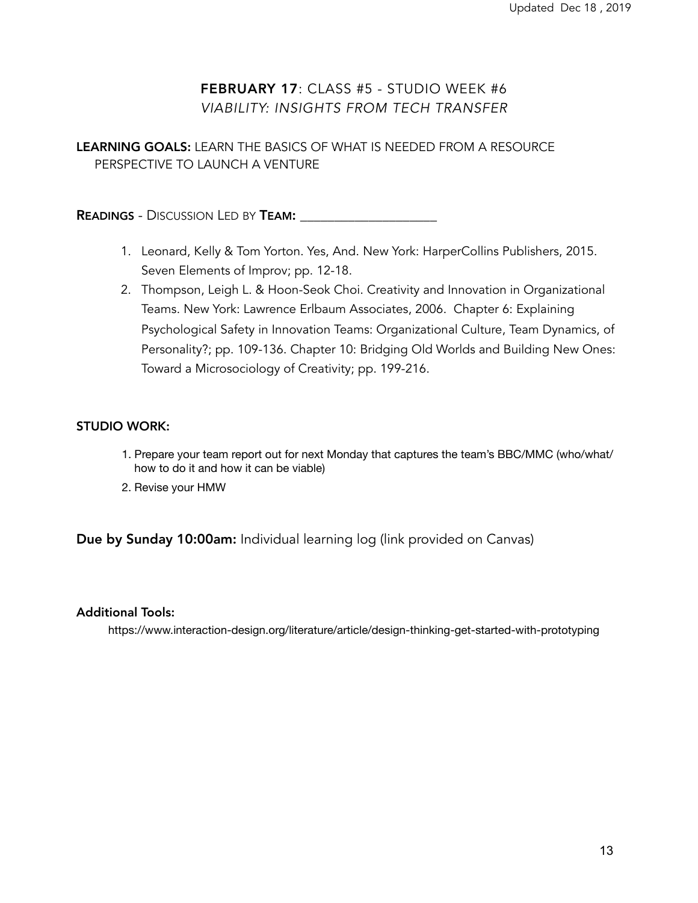## **FEBRUARY 17**: CLASS #5 - STUDIO WEEK #6

*VIABILITY: INSIGHTS FROM TECH TRANSFER*

**LEARNING GOALS:** LEARN THE BASICS OF WHAT IS NEEDED FROM A RESOURCE PERSPECTIVE TO LAUNCH A VENTURE

**READINGS** - DISCUSSION LED BY **TEAM:** ____________________

1. Leonard, Kelly & Tom Yorton. Yes, And. New York: HarperCollins Publishers, 2015. Seven Elements of Improv; pp. 12-18.
2. Thompson, Leigh L. & Hoon-Seok Choi. Creativity and Innovation in Organizational Teams. New York: Lawrence Erlbaum Associates, 2006. Chapter 6: Explaining Psychological Safety in Innovation Teams: Organizational Culture, Team Dynamics, of Personality?; pp. 109-136. Chapter 10: Bridging Old Worlds and Building New Ones: Toward a Microsociology of Creativity; pp. 199-216.

**STUDIO WORK:**

1. Prepare your team report out for next Monday that captures the team's BBC/MMC (who/what/how to do it and how it can be viable)
2. Revise your HMW

**Due by Sunday 10:00am:** Individual learning log (link provided on Canvas)

**Additional Tools:**

https://www.interaction-design.org/literature/article/design-thinking-get-started-with-prototyping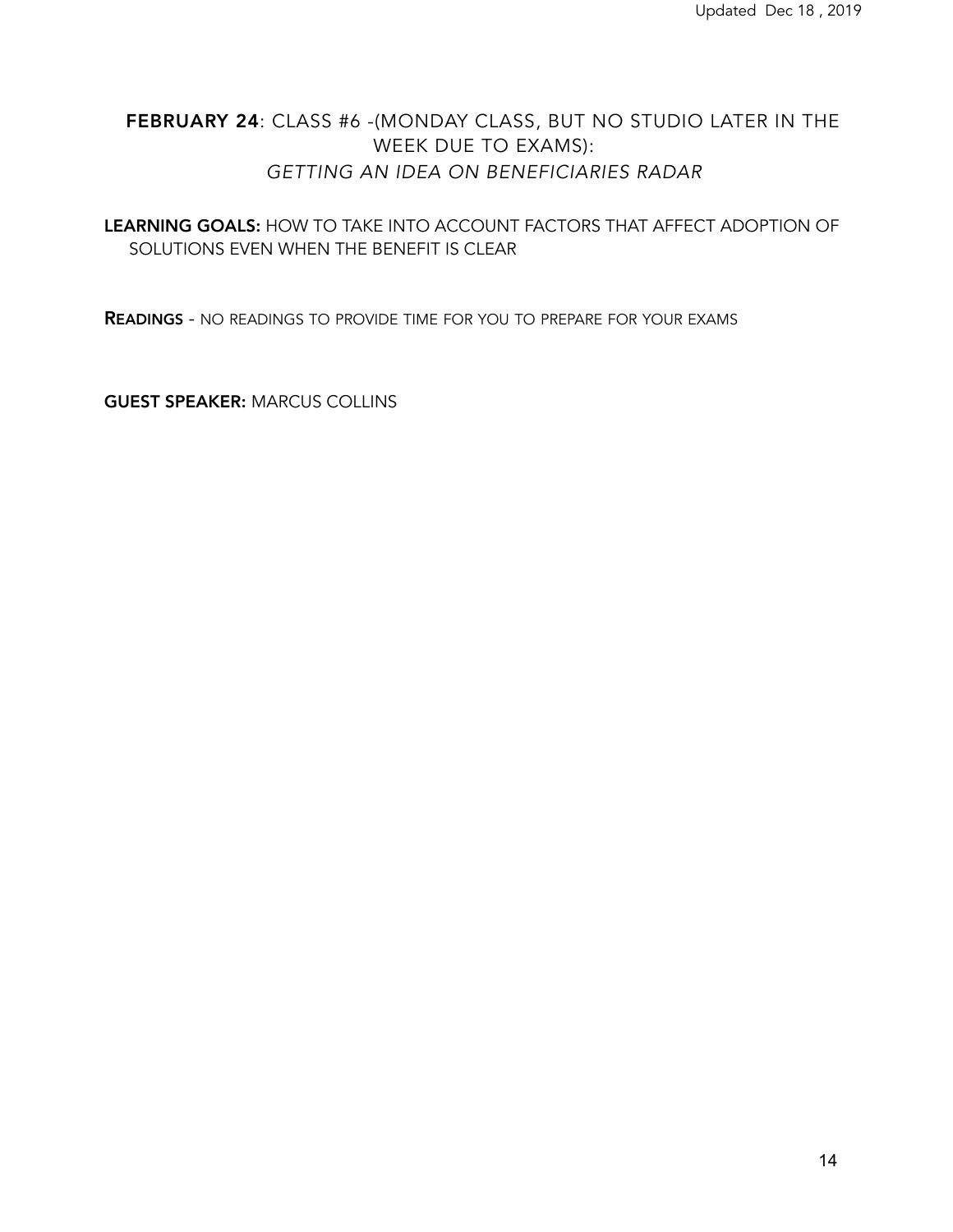## **FEBRUARY 24**: CLASS #6 -(MONDAY CLASS, BUT NO STUDIO LATER IN THE WEEK DUE TO EXAMS):
### *GETTING AN IDEA ON BENEFICIARIES RADAR*

**LEARNING GOALS:** HOW TO TAKE INTO ACCOUNT FACTORS THAT AFFECT ADOPTION OF SOLUTIONS EVEN WHEN THE BENEFIT IS CLEAR

**READINGS** - NO READINGS TO PROVIDE TIME FOR YOU TO PREPARE FOR YOUR EXAMS

**GUEST SPEAKER:** MARCUS COLLINS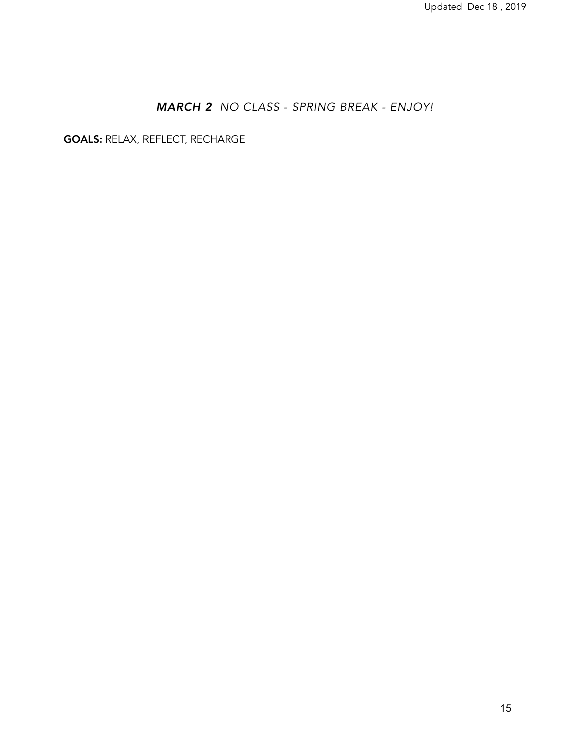### ***MARCH 2*** *NO CLASS - SPRING BREAK - ENJOY!*

**GOALS:** RELAX, REFLECT, RECHARGE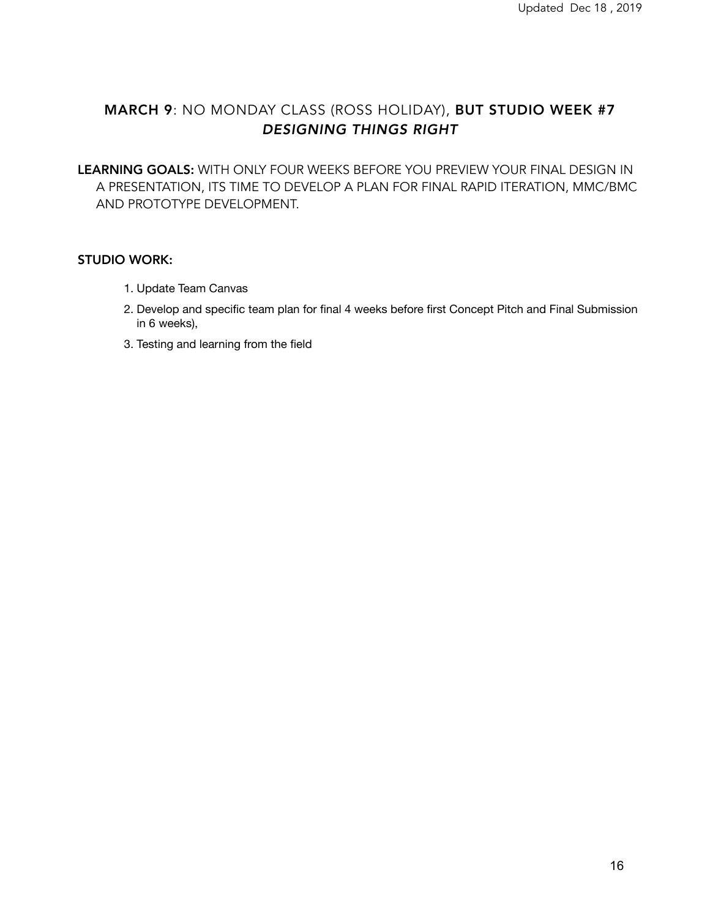## **MARCH 9**: NO MONDAY CLASS (ROSS HOLIDAY), **BUT STUDIO WEEK #7** ***DESIGNING THINGS RIGHT***

**LEARNING GOALS:** WITH ONLY FOUR WEEKS BEFORE YOU PREVIEW YOUR FINAL DESIGN IN A PRESENTATION, ITS TIME TO DEVELOP A PLAN FOR FINAL RAPID ITERATION, MMC/BMC AND PROTOTYPE DEVELOPMENT.

**STUDIO WORK:**

1. Update Team Canvas
2. Develop and specific team plan for final 4 weeks before first Concept Pitch and Final Submission in 6 weeks),
3. Testing and learning from the field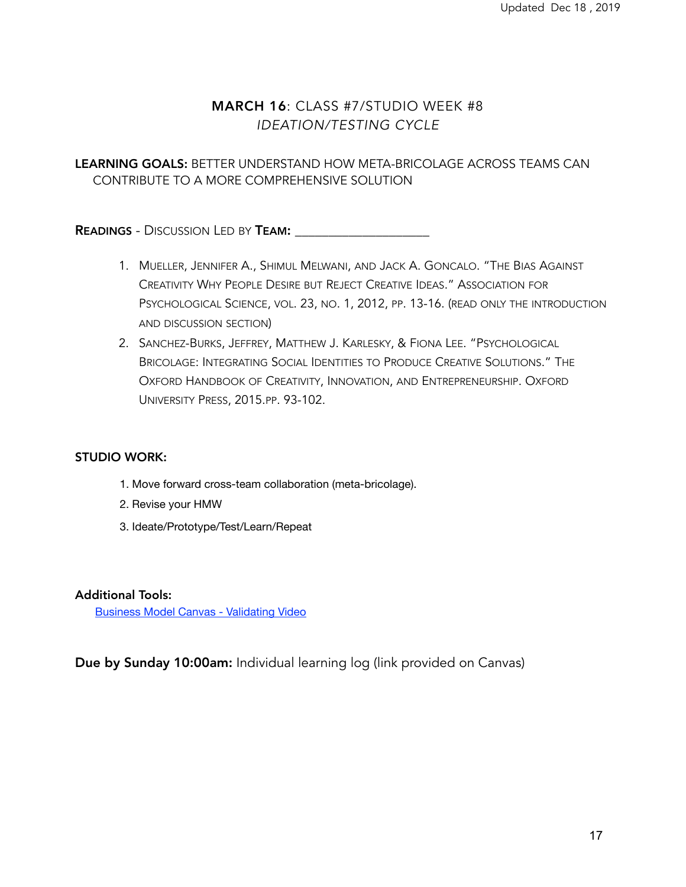## MARCH 16: CLASS #7/STUDIO WEEK #8

### *IDEATION/TESTING CYCLE*

**LEARNING GOALS:** BETTER UNDERSTAND HOW META-BRICOLAGE ACROSS TEAMS CAN CONTRIBUTE TO A MORE COMPREHENSIVE SOLUTION

**READINGS** - DISCUSSION LED BY **TEAM:** ____________________

1. MUELLER, JENNIFER A., SHIMUL MELWANI, AND JACK A. GONCALO. "THE BIAS AGAINST CREATIVITY WHY PEOPLE DESIRE BUT REJECT CREATIVE IDEAS." ASSOCIATION FOR PSYCHOLOGICAL SCIENCE, VOL. 23, NO. 1, 2012, PP. 13-16. (READ ONLY THE INTRODUCTION AND DISCUSSION SECTION)
2. SANCHEZ-BURKS, JEFFREY, MATTHEW J. KARLESKY, & FIONA LEE. "PSYCHOLOGICAL BRICOLAGE: INTEGRATING SOCIAL IDENTITIES TO PRODUCE CREATIVE SOLUTIONS." THE OXFORD HANDBOOK OF CREATIVITY, INNOVATION, AND ENTREPRENEURSHIP. OXFORD UNIVERSITY PRESS, 2015.PP. 93-102.

**STUDIO WORK:**

1. Move forward cross-team collaboration (meta-bricolage).
2. Revise your HMW
3. Ideate/Prototype/Test/Learn/Repeat

**Additional Tools:**

Business Model Canvas - Validating Video

**Due by Sunday 10:00am:** Individual learning log (link provided on Canvas)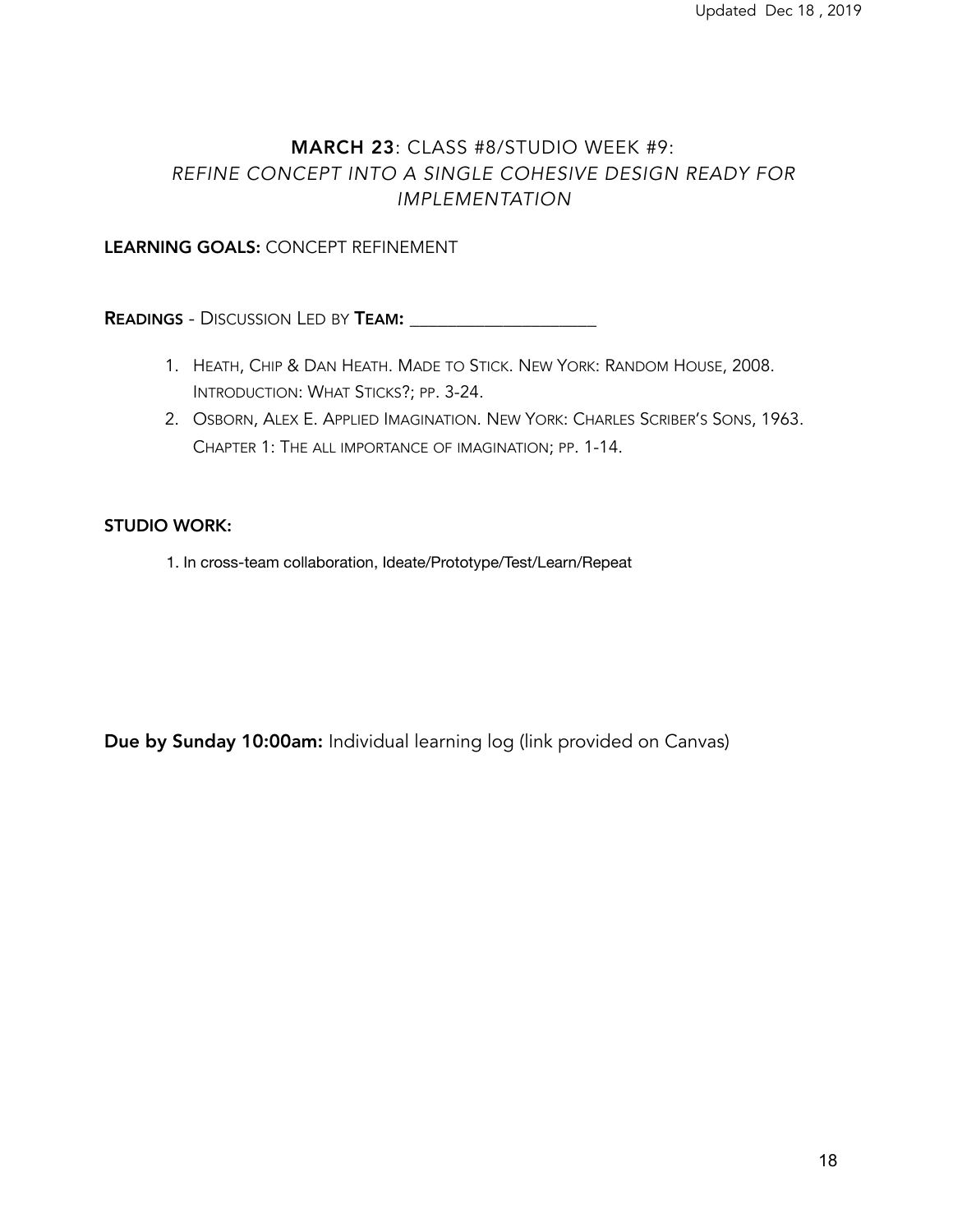## **MARCH 23**: CLASS #8/STUDIO WEEK #9: *REFINE CONCEPT INTO A SINGLE COHESIVE DESIGN READY FOR IMPLEMENTATION*

**LEARNING GOALS:** CONCEPT REFINEMENT

**READINGS** - DISCUSSION LED BY **TEAM:** ____________________

1. HEATH, CHIP & DAN HEATH. MADE TO STICK. NEW YORK: RANDOM HOUSE, 2008. INTRODUCTION: WHAT STICKS?; PP. 3-24.
2. OSBORN, ALEX E. APPLIED IMAGINATION. NEW YORK: CHARLES SCRIBER'S SONS, 1963. CHAPTER 1: THE ALL IMPORTANCE OF IMAGINATION; PP. 1-14.

**STUDIO WORK:**

1. In cross-team collaboration, Ideate/Prototype/Test/Learn/Repeat

**Due by Sunday 10:00am:** Individual learning log (link provided on Canvas)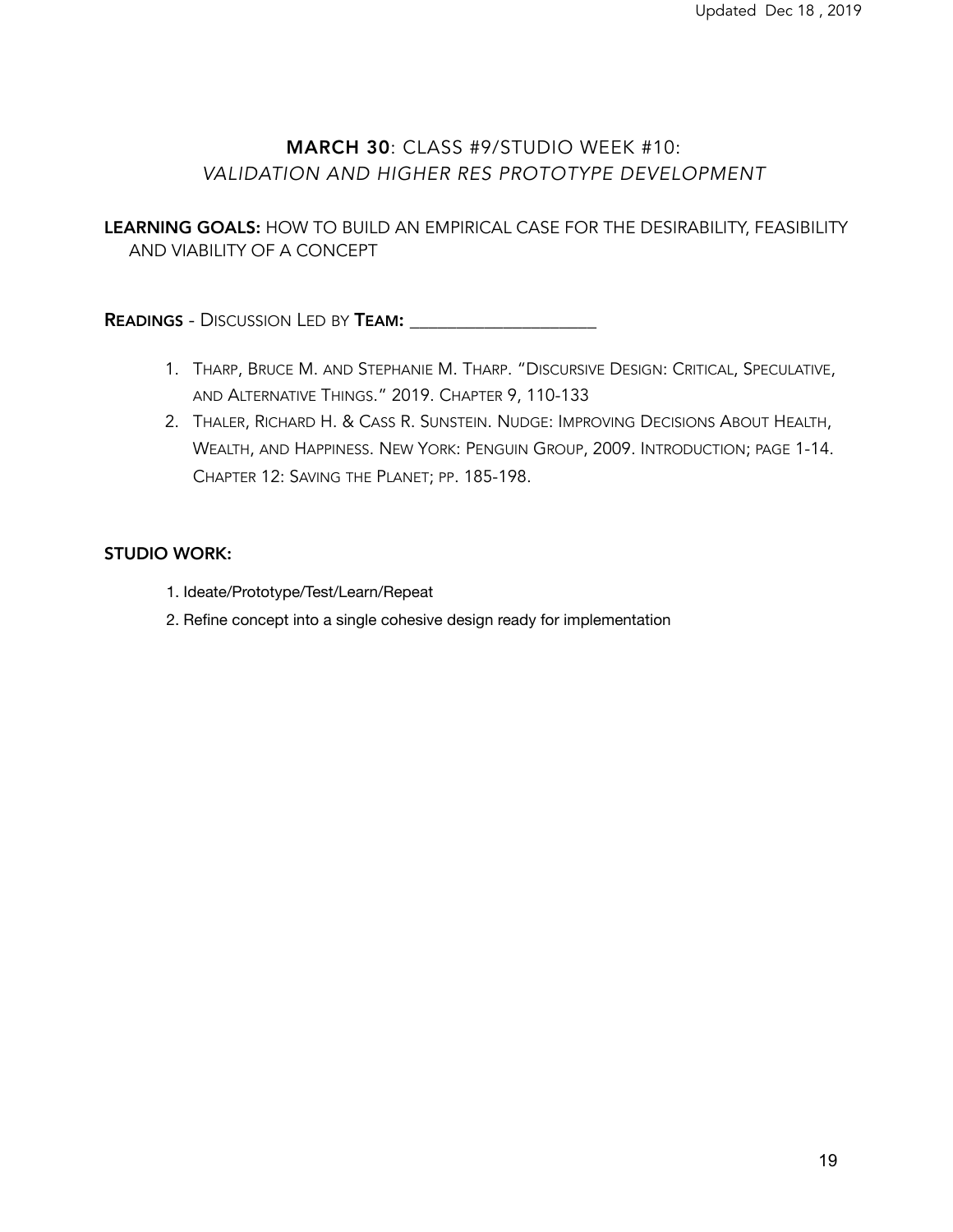## **MARCH 30**: CLASS #9/STUDIO WEEK #10: *VALIDATION AND HIGHER RES PROTOTYPE DEVELOPMENT*

**LEARNING GOALS:** HOW TO BUILD AN EMPIRICAL CASE FOR THE DESIRABILITY, FEASIBILITY AND VIABILITY OF A CONCEPT

**READINGS** - DISCUSSION LED BY **TEAM:** ____________________

1. THARP, BRUCE M. AND STEPHANIE M. THARP. "DISCURSIVE DESIGN: CRITICAL, SPECULATIVE, AND ALTERNATIVE THINGS." 2019. CHAPTER 9, 110-133
2. THALER, RICHARD H. & CASS R. SUNSTEIN. NUDGE: IMPROVING DECISIONS ABOUT HEALTH, WEALTH, AND HAPPINESS. NEW YORK: PENGUIN GROUP, 2009. INTRODUCTION; PAGE 1-14. CHAPTER 12: SAVING THE PLANET; PP. 185-198.

**STUDIO WORK:**

1. Ideate/Prototype/Test/Learn/Repeat
2. Refine concept into a single cohesive design ready for implementation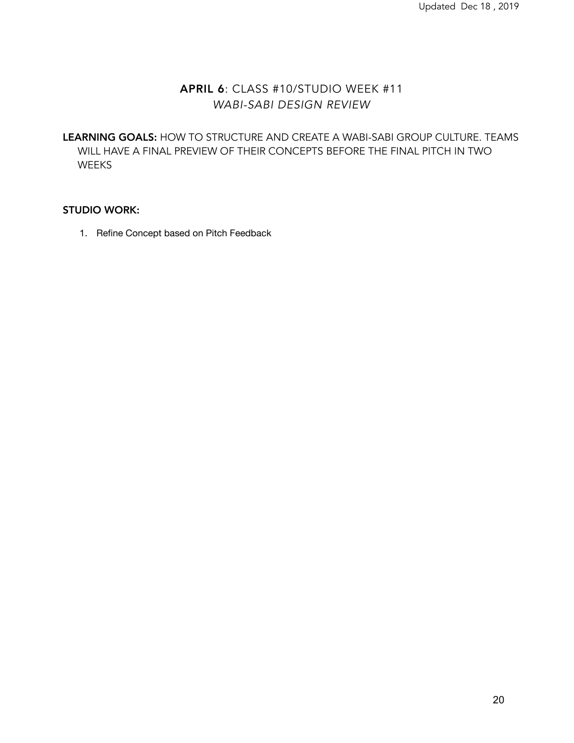## **APRIL 6**: CLASS #10/STUDIO WEEK #11
### *WABI-SABI DESIGN REVIEW*

**LEARNING GOALS:** HOW TO STRUCTURE AND CREATE A WABI-SABI GROUP CULTURE. TEAMS WILL HAVE A FINAL PREVIEW OF THEIR CONCEPTS BEFORE THE FINAL PITCH IN TWO WEEKS

**STUDIO WORK:**

1. Refine Concept based on Pitch Feedback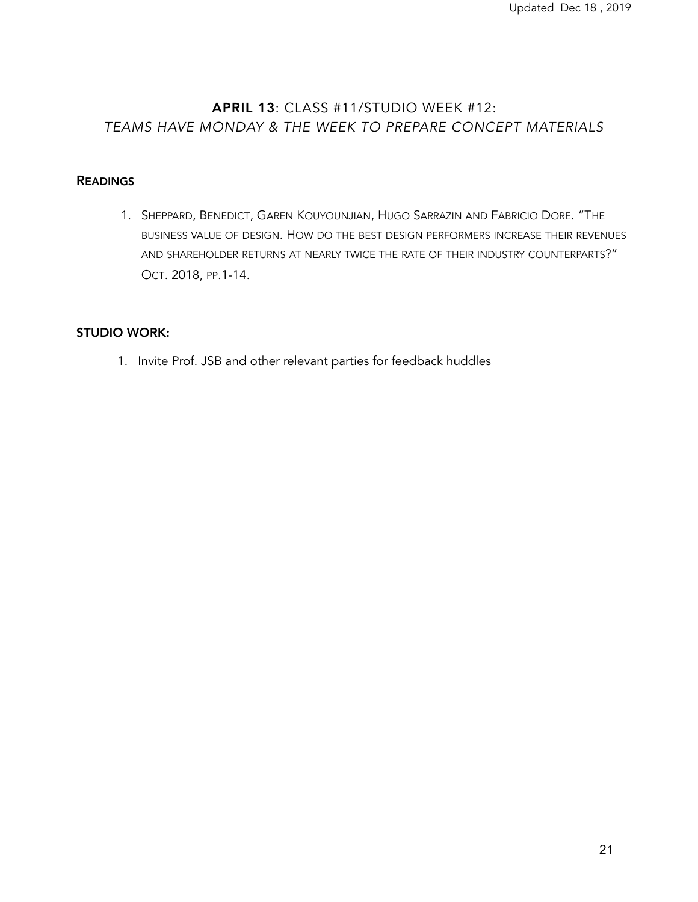## **APRIL 13**: CLASS #11/STUDIO WEEK #12:

*TEAMS HAVE MONDAY & THE WEEK TO PREPARE CONCEPT MATERIALS*

### **READINGS**

1. SHEPPARD, BENEDICT, GAREN KOUYOUNJIAN, HUGO SARRAZIN AND FABRICIO DORE. "THE BUSINESS VALUE OF DESIGN. HOW DO THE BEST DESIGN PERFORMERS INCREASE THEIR REVENUES AND SHAREHOLDER RETURNS AT NEARLY TWICE THE RATE OF THEIR INDUSTRY COUNTERPARTS?" OCT. 2018, PP.1-14.

### **STUDIO WORK:**

1. Invite Prof. JSB and other relevant parties for feedback huddles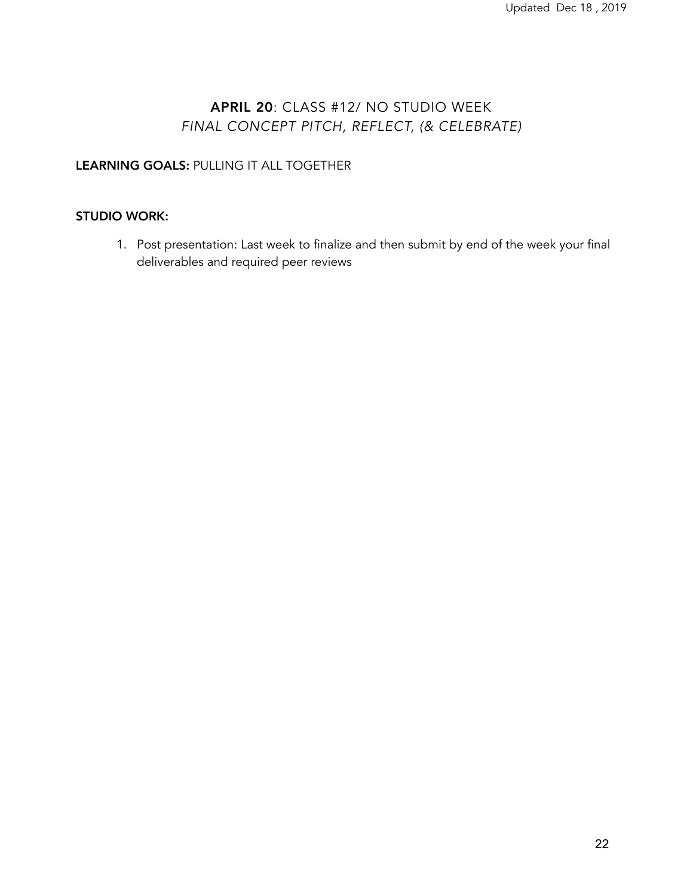## **APRIL 20**: CLASS #12/ NO STUDIO WEEK
### *FINAL CONCEPT PITCH, REFLECT, (& CELEBRATE)*

**LEARNING GOALS:** PULLING IT ALL TOGETHER

**STUDIO WORK:**

1. Post presentation: Last week to finalize and then submit by end of the week your final deliverables and required peer reviews